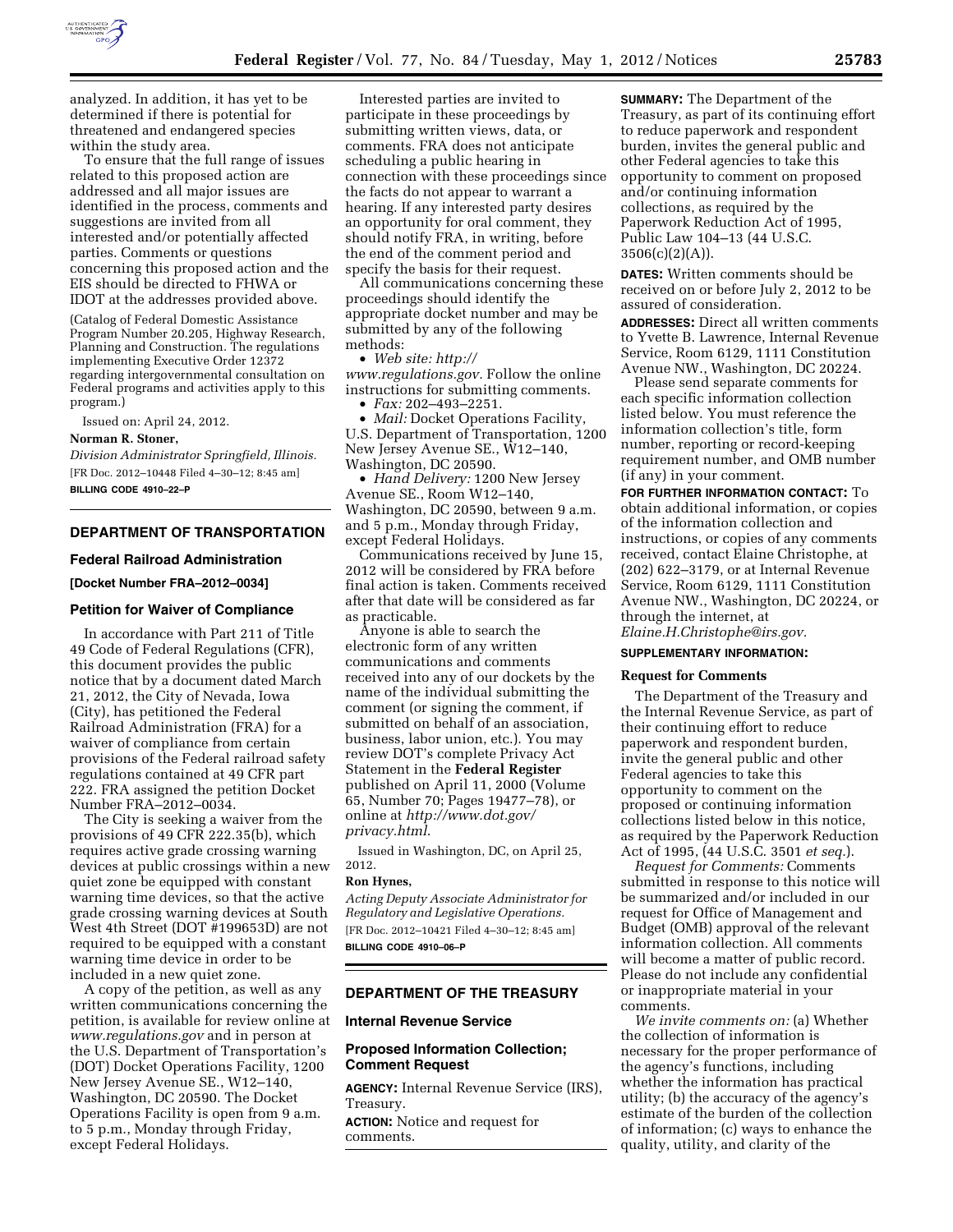analyzed. In addition, it has yet to be determined if there is potential for threatened and endangered species within the study area.

To ensure that the full range of issues related to this proposed action are addressed and all major issues are identified in the process, comments and suggestions are invited from all interested and/or potentially affected parties. Comments or questions concerning this proposed action and the EIS should be directed to FHWA or IDOT at the addresses provided above.

(Catalog of Federal Domestic Assistance Program Number 20.205, Highway Research, Planning and Construction. The regulations implementing Executive Order 12372 regarding intergovernmental consultation on Federal programs and activities apply to this program.)

Issued on: April 24, 2012.

**Norman R. Stoner,**

*Division Administrator Springfield, Illinois.*

[FR Doc. 2012–10448 Filed 4–30–12; 8:45 am]

**BILLING CODE 4910–22–P**

## DEPARTMENT OF TRANSPORTATION

### Federal Railroad Administration

**[Docket Number FRA–2012–0034]**

### Petition for Waiver of Compliance

In accordance with Part 211 of Title 49 Code of Federal Regulations (CFR), this document provides the public notice that by a document dated March 21, 2012, the City of Nevada, Iowa (City), has petitioned the Federal Railroad Administration (FRA) for a waiver of compliance from certain provisions of the Federal railroad safety regulations contained at 49 CFR part 222. FRA assigned the petition Docket Number FRA–2012–0034.

The City is seeking a waiver from the provisions of 49 CFR 222.35(b), which requires active grade crossing warning devices at public crossings within a new quiet zone be equipped with constant warning time devices, so that the active grade crossing warning devices at South West 4th Street (DOT #199653D) are not required to be equipped with a constant warning time device in order to be included in a new quiet zone.

A copy of the petition, as well as any written communications concerning the petition, is available for review online at *www.regulations.gov* and in person at the U.S. Department of Transportation's (DOT) Docket Operations Facility, 1200 New Jersey Avenue SE., W12–140, Washington, DC 20590. The Docket Operations Facility is open from 9 a.m. to 5 p.m., Monday through Friday, except Federal Holidays.

Interested parties are invited to participate in these proceedings by submitting written views, data, or comments. FRA does not anticipate scheduling a public hearing in connection with these proceedings since the facts do not appear to warrant a hearing. If any interested party desires an opportunity for oral comment, they should notify FRA, in writing, before the end of the comment period and specify the basis for their request.

All communications concerning these proceedings should identify the appropriate docket number and may be submitted by any of the following methods:

- *Web site: http://www.regulations.gov.* Follow the online instructions for submitting comments.
- *Fax:* 202–493–2251.
- *Mail:* Docket Operations Facility, U.S. Department of Transportation, 1200 New Jersey Avenue SE., W12–140, Washington, DC 20590.
- *Hand Delivery:* 1200 New Jersey Avenue SE., Room W12–140, Washington, DC 20590, between 9 a.m. and 5 p.m., Monday through Friday, except Federal Holidays.

Communications received by June 15, 2012 will be considered by FRA before final action is taken. Comments received after that date will be considered as far as practicable.

Anyone is able to search the electronic form of any written communications and comments received into any of our dockets by the name of the individual submitting the comment (or signing the comment, if submitted on behalf of an association, business, labor union, etc.). You may review DOT's complete Privacy Act Statement in the **Federal Register** published on April 11, 2000 (Volume 65, Number 70; Pages 19477–78), or online at *http://www.dot.gov/privacy.html*.

Issued in Washington, DC, on April 25, 2012.

**Ron Hynes,**

*Acting Deputy Associate Administrator for Regulatory and Legislative Operations.*

[FR Doc. 2012–10421 Filed 4–30–12; 8:45 am]

**BILLING CODE 4910–06–P**

## DEPARTMENT OF THE TREASURY

### Internal Revenue Service

### Proposed Information Collection; Comment Request

**AGENCY:** Internal Revenue Service (IRS), Treasury.

**ACTION:** Notice and request for comments.

**SUMMARY:** The Department of the Treasury, as part of its continuing effort to reduce paperwork and respondent burden, invites the general public and other Federal agencies to take this opportunity to comment on proposed and/or continuing information collections, as required by the Paperwork Reduction Act of 1995, Public Law 104–13 (44 U.S.C. 3506(c)(2)(A)).

**DATES:** Written comments should be received on or before July 2, 2012 to be assured of consideration.

**ADDRESSES:** Direct all written comments to Yvette B. Lawrence, Internal Revenue Service, Room 6129, 1111 Constitution Avenue NW., Washington, DC 20224.

Please send separate comments for each specific information collection listed below. You must reference the information collection's title, form number, reporting or record-keeping requirement number, and OMB number (if any) in your comment.

**FOR FURTHER INFORMATION CONTACT:** To obtain additional information, or copies of the information collection and instructions, or copies of any comments received, contact Elaine Christophe, at (202) 622–3179, or at Internal Revenue Service, Room 6129, 1111 Constitution Avenue NW., Washington, DC 20224, or through the internet, at *Elaine.H.Christophe@irs.gov.*

**SUPPLEMENTARY INFORMATION:**

#### Request for Comments

The Department of the Treasury and the Internal Revenue Service, as part of their continuing effort to reduce paperwork and respondent burden, invite the general public and other Federal agencies to take this opportunity to comment on the proposed or continuing information collections listed below in this notice, as required by the Paperwork Reduction Act of 1995, (44 U.S.C. 3501 *et seq.*).

*Request for Comments:* Comments submitted in response to this notice will be summarized and/or included in our request for Office of Management and Budget (OMB) approval of the relevant information collection. All comments will become a matter of public record. Please do not include any confidential or inappropriate material in your comments.

*We invite comments on:* (a) Whether the collection of information is necessary for the proper performance of the agency's functions, including whether the information has practical utility; (b) the accuracy of the agency's estimate of the burden of the collection of information; (c) ways to enhance the quality, utility, and clarity of the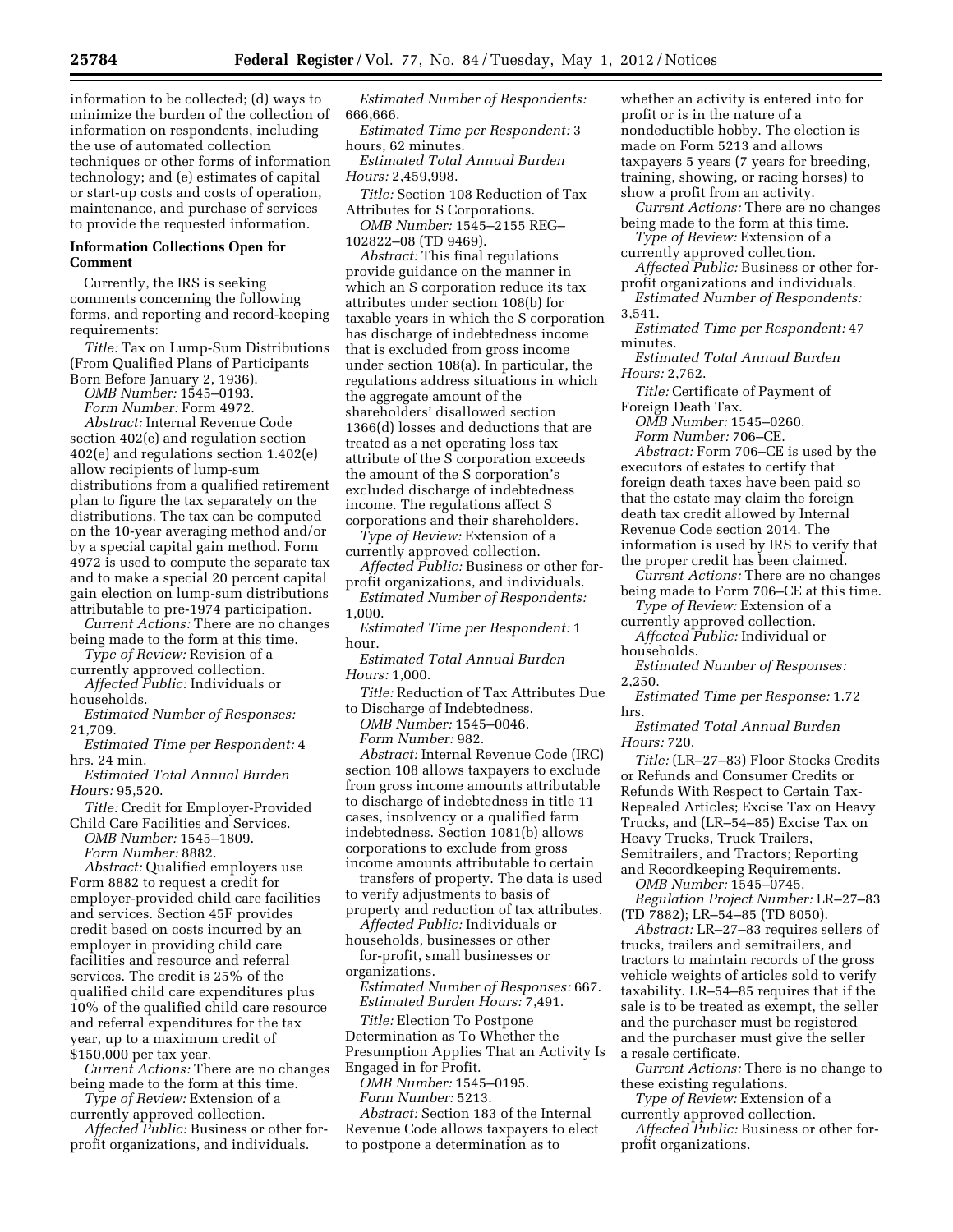information to be collected; (d) ways to minimize the burden of the collection of information on respondents, including the use of automated collection techniques or other forms of information technology; and (e) estimates of capital or start-up costs and costs of operation, maintenance, and purchase of services to provide the requested information.

**Information Collections Open for Comment**

Currently, the IRS is seeking comments concerning the following forms, and reporting and record-keeping requirements:

*Title:* Tax on Lump-Sum Distributions (From Qualified Plans of Participants Born Before January 2, 1936).

*OMB Number:* 1545–0193.

*Form Number:* Form 4972.

*Abstract:* Internal Revenue Code section 402(e) and regulation section 402(e) and regulations section 1.402(e) allow recipients of lump-sum distributions from a qualified retirement plan to figure the tax separately on the distributions. The tax can be computed on the 10-year averaging method and/or by a special capital gain method. Form 4972 is used to compute the separate tax and to make a special 20 percent capital gain election on lump-sum distributions attributable to pre-1974 participation.

*Current Actions:* There are no changes being made to the form at this time.

*Type of Review:* Revision of a currently approved collection.

*Affected Public:* Individuals or households.

*Estimated Number of Responses:* 21,709.

*Estimated Time per Respondent:* 4 hrs. 24 min.

*Estimated Total Annual Burden Hours:* 95,520.

*Title:* Credit for Employer-Provided Child Care Facilities and Services.

*OMB Number:* 1545–1809.

*Form Number:* 8882.

*Abstract:* Qualified employers use Form 8882 to request a credit for employer-provided child care facilities and services. Section 45F provides credit based on costs incurred by an employer in providing child care facilities and resource and referral services. The credit is 25% of the qualified child care expenditures plus 10% of the qualified child care resource and referral expenditures for the tax year, up to a maximum credit of $150,000 per tax year.

*Current Actions:* There are no changes being made to the form at this time.

*Type of Review:* Extension of a currently approved collection.

*Affected Public:* Business or other for-profit organizations, and individuals.

*Estimated Number of Respondents:* 666,666.

*Estimated Time per Respondent:* 3 hours, 62 minutes.

*Estimated Total Annual Burden Hours:* 2,459,998.

*Title:* Section 108 Reduction of Tax Attributes for S Corporations.

*OMB Number:* 1545–2155 REG–102822–08 (TD 9469).

*Abstract:* This final regulations provide guidance on the manner in which an S corporation reduce its tax attributes under section 108(b) for taxable years in which the S corporation has discharge of indebtedness income that is excluded from gross income under section 108(a). In particular, the regulations address situations in which the aggregate amount of the shareholders' disallowed section 1366(d) losses and deductions that are treated as a net operating loss tax attribute of the S corporation exceeds the amount of the S corporation's excluded discharge of indebtedness income. The regulations affect S corporations and their shareholders.

*Type of Review:* Extension of a currently approved collection.

*Affected Public:* Business or other for-profit organizations, and individuals.

*Estimated Number of Respondents:* 1,000.

*Estimated Time per Respondent:* 1 hour.

*Estimated Total Annual Burden Hours:* 1,000.

*Title:* Reduction of Tax Attributes Due to Discharge of Indebtedness.

*OMB Number:* 1545–0046.

*Form Number:* 982.

*Abstract:* Internal Revenue Code (IRC) section 108 allows taxpayers to exclude from gross income amounts attributable to discharge of indebtedness in title 11 cases, insolvency or a qualified farm indebtedness. Section 1081(b) allows corporations to exclude from gross income amounts attributable to certain transfers of property. The data is used to verify adjustments to basis of property and reduction of tax attributes.

*Affected Public:* Individuals or households, businesses or other for-profit, small businesses or organizations.

*Estimated Number of Responses:* 667.

*Estimated Burden Hours:* 7,491.

*Title:* Election To Postpone Determination as To Whether the Presumption Applies That an Activity Is Engaged in for Profit.

*OMB Number:* 1545–0195.

*Form Number:* 5213.

*Abstract:* Section 183 of the Internal Revenue Code allows taxpayers to elect to postpone a determination as to whether an activity is entered into for profit or is in the nature of a nondeductible hobby. The election is made on Form 5213 and allows taxpayers 5 years (7 years for breeding, training, showing, or racing horses) to show a profit from an activity.

*Current Actions:* There are no changes being made to the form at this time.

*Type of Review:* Extension of a currently approved collection.

*Affected Public:* Business or other for-profit organizations and individuals.

*Estimated Number of Respondents:* 3,541.

*Estimated Time per Respondent:* 47 minutes.

*Estimated Total Annual Burden Hours:* 2,762.

*Title:* Certificate of Payment of Foreign Death Tax.

*OMB Number:* 1545–0260.

*Form Number:* 706–CE.

*Abstract:* Form 706–CE is used by the executors of estates to certify that foreign death taxes have been paid so that the estate may claim the foreign death tax credit allowed by Internal Revenue Code section 2014. The information is used by IRS to verify that the proper credit has been claimed.

*Current Actions:* There are no changes being made to Form 706–CE at this time.

*Type of Review:* Extension of a currently approved collection.

*Affected Public:* Individual or households.

*Estimated Number of Responses:* 2,250.

*Estimated Time per Response:* 1.72 hrs.

*Estimated Total Annual Burden Hours:* 720.

*Title:* (LR–27–83) Floor Stocks Credits or Refunds and Consumer Credits or Refunds With Respect to Certain Tax-Repealed Articles; Excise Tax on Heavy Trucks, and (LR–54–85) Excise Tax on Heavy Trucks, Truck Trailers, Semitrailers, and Tractors; Reporting and Recordkeeping Requirements.

*OMB Number:* 1545–0745.

*Regulation Project Number:* LR–27–83 (TD 7882); LR–54–85 (TD 8050).

*Abstract:* LR–27–83 requires sellers of trucks, trailers and semitrailers, and tractors to maintain records of the gross vehicle weights of articles sold to verify taxability. LR–54–85 requires that if the sale is to be treated as exempt, the seller and the purchaser must be registered and the purchaser must give the seller a resale certificate.

*Current Actions:* There is no change to these existing regulations.

*Type of Review:* Extension of a currently approved collection.

*Affected Public:* Business or other for-profit organizations.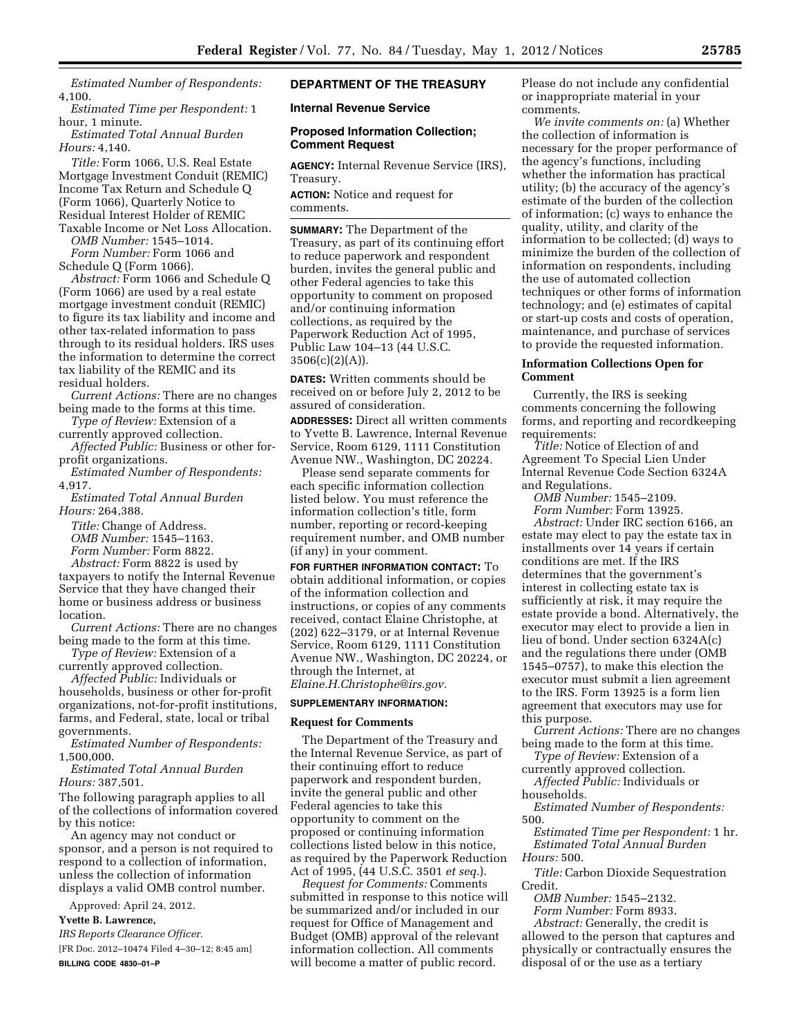*Estimated Number of Respondents:* 4,100.

*Estimated Time per Respondent:* 1 hour, 1 minute.

*Estimated Total Annual Burden Hours:* 4,140.

*Title:* Form 1066, U.S. Real Estate Mortgage Investment Conduit (REMIC) Income Tax Return and Schedule Q (Form 1066), Quarterly Notice to Residual Interest Holder of REMIC Taxable Income or Net Loss Allocation.

*OMB Number:* 1545–1014.

*Form Number:* Form 1066 and Schedule Q (Form 1066).

*Abstract:* Form 1066 and Schedule Q (Form 1066) are used by a real estate mortgage investment conduit (REMIC) to figure its tax liability and income and other tax-related information to pass through to its residual holders. IRS uses the information to determine the correct tax liability of the REMIC and its residual holders.

*Current Actions:* There are no changes being made to the forms at this time.

*Type of Review:* Extension of a currently approved collection.

*Affected Public:* Business or other for-profit organizations.

*Estimated Number of Respondents:* 4,917.

*Estimated Total Annual Burden Hours:* 264,388.

*Title:* Change of Address.

*OMB Number:* 1545–1163.

*Form Number:* Form 8822.

*Abstract:* Form 8822 is used by taxpayers to notify the Internal Revenue Service that they have changed their home or business address or business location.

*Current Actions:* There are no changes being made to the form at this time.

*Type of Review:* Extension of a currently approved collection.

*Affected Public:* Individuals or households, business or other for-profit organizations, not-for-profit institutions, farms, and Federal, state, local or tribal governments.

*Estimated Number of Respondents:* 1,500,000.

*Estimated Total Annual Burden Hours:* 387,501.

The following paragraph applies to all of the collections of information covered by this notice:

An agency may not conduct or sponsor, and a person is not required to respond to a collection of information, unless the collection of information displays a valid OMB control number.

Approved: April 24, 2012.

**Yvette B. Lawrence,**

*IRS Reports Clearance Officer.*

[FR Doc. 2012–10474 Filed 4–30–12; 8:45 am]

**BILLING CODE 4830–01–P**

## DEPARTMENT OF THE TREASURY

### Internal Revenue Service

### Proposed Information Collection; Comment Request

**AGENCY:** Internal Revenue Service (IRS), Treasury.

**ACTION:** Notice and request for comments.

**SUMMARY:** The Department of the Treasury, as part of its continuing effort to reduce paperwork and respondent burden, invites the general public and other Federal agencies to take this opportunity to comment on proposed and/or continuing information collections, as required by the Paperwork Reduction Act of 1995, Public Law 104–13 (44 U.S.C. 3506(c)(2)(A)).

**DATES:** Written comments should be received on or before July 2, 2012 to be assured of consideration.

**ADDRESSES:** Direct all written comments to Yvette B. Lawrence, Internal Revenue Service, Room 6129, 1111 Constitution Avenue NW., Washington, DC 20224.

Please send separate comments for each specific information collection listed below. You must reference the information collection's title, form number, reporting or record-keeping requirement number, and OMB number (if any) in your comment.

**FOR FURTHER INFORMATION CONTACT:** To obtain additional information, or copies of the information collection and instructions, or copies of any comments received, contact Elaine Christophe, at (202) 622–3179, or at Internal Revenue Service, Room 6129, 1111 Constitution Avenue NW., Washington, DC 20224, or through the Internet, at *Elaine.H.Christophe@irs.gov.*

**SUPPLEMENTARY INFORMATION:**

### Request for Comments

The Department of the Treasury and the Internal Revenue Service, as part of their continuing effort to reduce paperwork and respondent burden, invite the general public and other Federal agencies to take this opportunity to comment on the proposed or continuing information collections listed below in this notice, as required by the Paperwork Reduction Act of 1995, (44 U.S.C. 3501 *et seq.*).

*Request for Comments:* Comments submitted in response to this notice will be summarized and/or included in our request for Office of Management and Budget (OMB) approval of the relevant information collection. All comments will become a matter of public record. Please do not include any confidential or inappropriate material in your comments.

*We invite comments on:* (a) Whether the collection of information is necessary for the proper performance of the agency's functions, including whether the information has practical utility; (b) the accuracy of the agency's estimate of the burden of the collection of information; (c) ways to enhance the quality, utility, and clarity of the information to be collected; (d) ways to minimize the burden of the collection of information on respondents, including the use of automated collection techniques or other forms of information technology; and (e) estimates of capital or start-up costs and costs of operation, maintenance, and purchase of services to provide the requested information.

### Information Collections Open for Comment

Currently, the IRS is seeking comments concerning the following forms, and reporting and recordkeeping requirements:

*Title:* Notice of Election of and Agreement To Special Lien Under Internal Revenue Code Section 6324A and Regulations.

*OMB Number:* 1545–2109.

*Form Number:* Form 13925.

*Abstract:* Under IRC section 6166, an estate may elect to pay the estate tax in installments over 14 years if certain conditions are met. If the IRS determines that the government's interest in collecting estate tax is sufficiently at risk, it may require the estate provide a bond. Alternatively, the executor may elect to provide a lien in lieu of bond. Under section 6324A(c) and the regulations there under (OMB 1545–0757), to make this election the executor must submit a lien agreement to the IRS. Form 13925 is a form lien agreement that executors may use for this purpose.

*Current Actions:* There are no changes being made to the form at this time.

*Type of Review:* Extension of a currently approved collection.

*Affected Public:* Individuals or households.

*Estimated Number of Respondents:* 500.

*Estimated Time per Respondent:* 1 hr.

*Estimated Total Annual Burden Hours:* 500.

*Title:* Carbon Dioxide Sequestration Credit.

*OMB Number:* 1545–2132.

*Form Number:* Form 8933.

*Abstract:* Generally, the credit is allowed to the person that captures and physically or contractually ensures the disposal of or the use as a tertiary